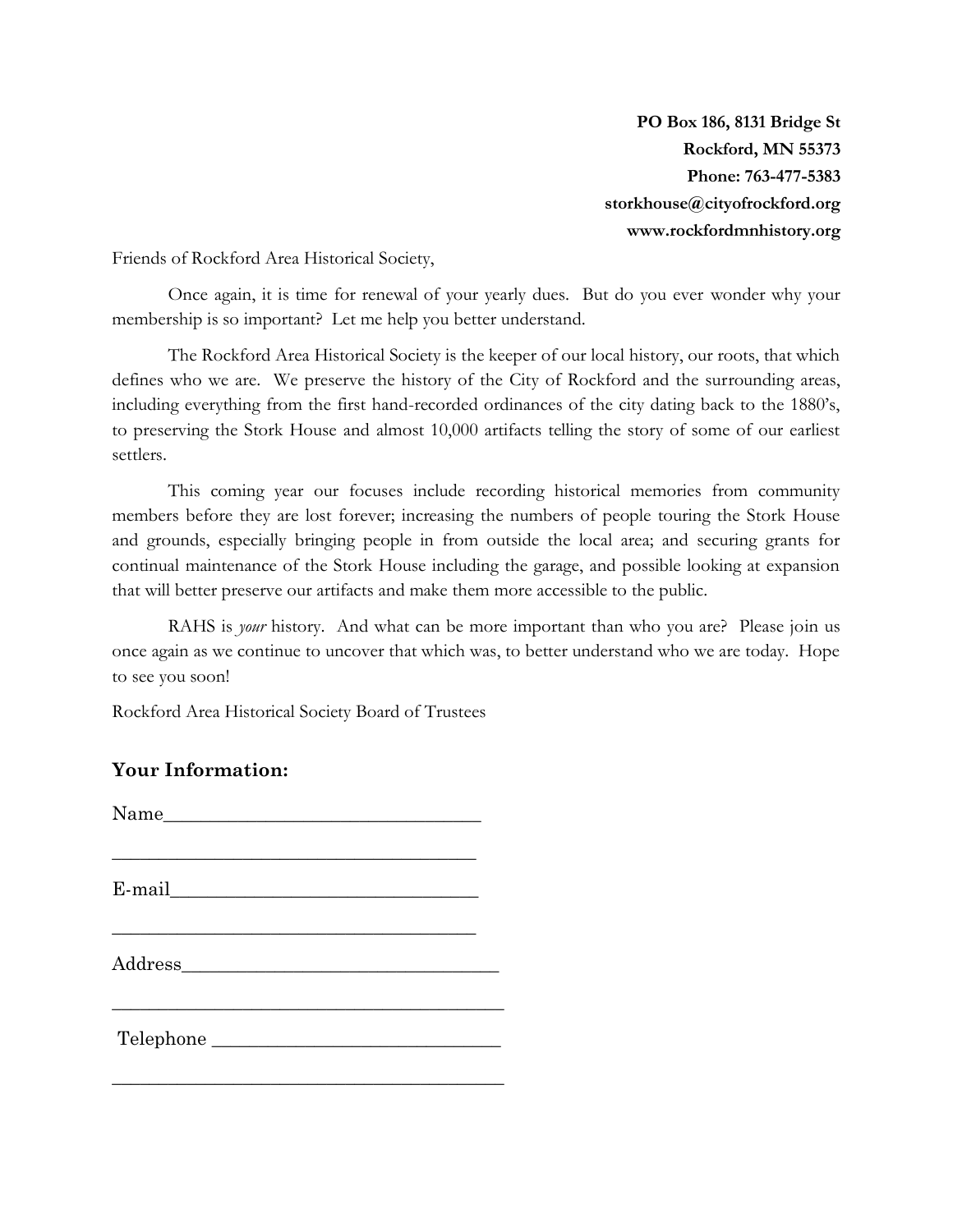**PO Box 186, 8131 Bridge St**
**Rockford, MN 55373**
**Phone: 763-477-5383**
**storkhouse@cityofrockford.org**
**www.rockfordmnhistory.org**

Friends of Rockford Area Historical Society,

Once again, it is time for renewal of your yearly dues. But do you ever wonder why your membership is so important? Let me help you better understand.

The Rockford Area Historical Society is the keeper of our local history, our roots, that which defines who we are. We preserve the history of the City of Rockford and the surrounding areas, including everything from the first hand-recorded ordinances of the city dating back to the 1880's, to preserving the Stork House and almost 10,000 artifacts telling the story of some of our earliest settlers.

This coming year our focuses include recording historical memories from community members before they are lost forever; increasing the numbers of people touring the Stork House and grounds, especially bringing people in from outside the local area; and securing grants for continual maintenance of the Stork House including the garage, and possible looking at expansion that will better preserve our artifacts and make them more accessible to the public.

RAHS is *your* history. And what can be more important than who you are? Please join us once again as we continue to uncover that which was, to better understand who we are today. Hope to see you soon!

Rockford Area Historical Society Board of Trustees

## Your Information:

Name________________________________

_____________________________________

E-mail_______________________________

_____________________________________

Address_______________________________

________________________________________

Telephone _____________________________

________________________________________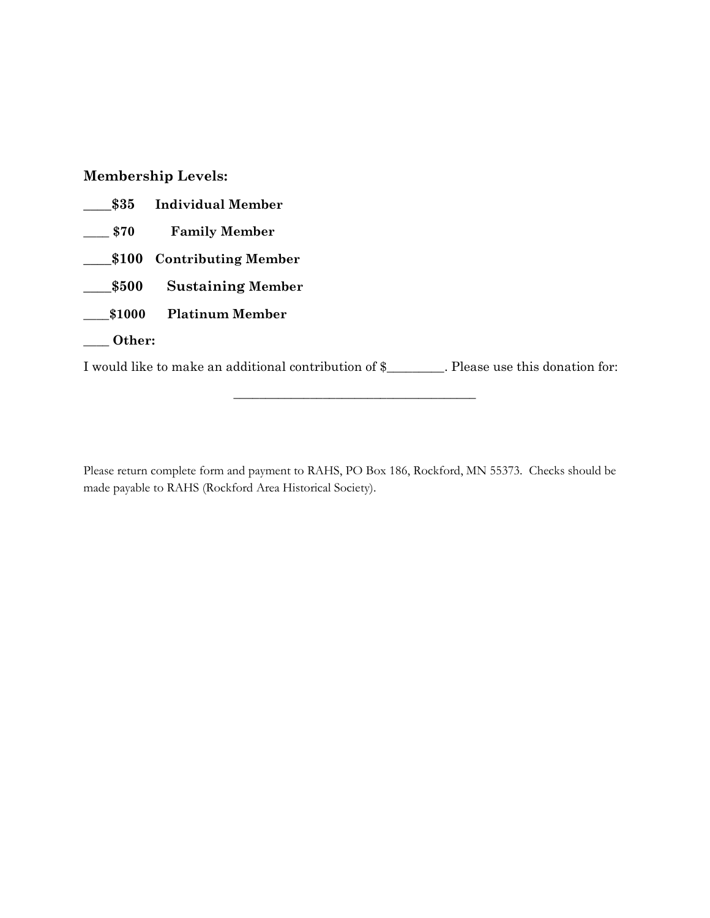**Membership Levels:**

**____$35 Individual Member**

**____ $70 Family Member**

**____$100 Contributing Member**

**____$500 Sustaining Member**

**____$1000 Platinum Member**

**____ Other:**

I would like to make an additional contribution of $________. Please use this donation for:

____________________________________

Please return complete form and payment to RAHS, PO Box 186, Rockford, MN 55373. Checks should be made payable to RAHS (Rockford Area Historical Society).